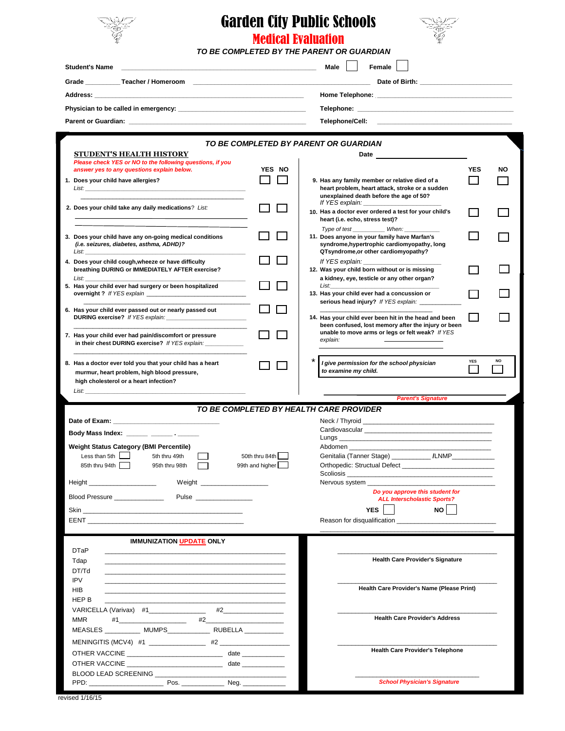# Garden City Public Schools

## Medical Evaluation

*TO BE COMPLETED BY THE PARENT OR GUARDIAN*

**Student's Name** ______________________________ **Male** ☐ **Female** ☐

**Grade** _________ **Teacher / Homeroom** ______________________________ **Date of Birth:** ____________________

**Address:** ______________________________ **Home Telephone:** ____________________

**Physician to be called in emergency:** ______________________________ **Telephone:** ____________________

**Parent or Guardian:** ______________________________ **Telephone/Cell:** ____________________

---

*TO BE COMPLETED BY PARENT OR GUARDIAN*

### STUDENT'S HEALTH HISTORY

**Date** ____________________

*Please check YES or NO to the following questions, if you answer yes to any questions explain below.*

| Question | YES | NO |
|---|---|---|
| 1. **Does your child have allergies?** *List:* ______________________________ | ☐ | ☐ |
| 2. **Does your child take any daily medications**? *List:* ______________________________ | ☐ | ☐ |
| 3. **Does your child have any on-going medical conditions** ***(i.e. seizures, diabetes, asthma, ADHD)?*** *List:* ______________________________ | ☐ | ☐ |
| 4. **Does your child cough,wheeze or have difficulty breathing DURING or IMMEDIATELY AFTER exercise?** *List:* ______________________________ | ☐ | ☐ |
| 5. **Has your child ever had surgery or been hospitalized overnight ?** *If YES explain* ______________________________ | ☐ | ☐ |
| 6. **Has your child ever passed out or nearly passed out DURING exercise?** *If YES explain:* ______________________________ | ☐ | ☐ |
| 7. **Has your child ever had pain/discomfort or pressure in their chest DURING exercise?** *If YES explain:* ______________________________ | ☐ | ☐ |
| 8. **Has a doctor ever told you that your child has a heart murmur, heart problem, high blood pressure, high cholesterol or a heart infection?** *List:* ______________________________ | ☐ | ☐ |
| 9. **Has any family member or relative died of a heart problem, heart attack, stroke or a sudden unexplained death before the age of 50?** *If YES explain:* ______________________________ | ☐ | ☐ |
| 10. **Has a doctor ever ordered a test for your child's heart (i.e. echo, stress test)?** *Type of test* __________ *When:* __________ | ☐ | ☐ |
| 11. **Does anyone in your family have Marfan's syndrome,hypertrophic cardiomyopathy, long QTsyndrome,or other cardiomyopathy?** *If YES explain:* ______________________________ | ☐ | ☐ |
| 12. **Was your child born without or is missing a kidney, eye, testicle or any other organ?** *List:* ______________________________ | ☐ | ☐ |
| 13. **Has your child ever had a concussion or serious head injury?** *If YES explain:* ______________________________ | ☐ | ☐ |
| 14. **Has your child ever been hit in the head and been been confused, lost memory after the injury or been unable to move arms or legs or felt weak?** *If YES explain:* ______________________________ | ☐ | ☐ |
| * ***I give permission for the school physician to examine my child.*** | ☐ | ☐ |

______________________________
***Parent's Signature***

---

*TO BE COMPLETED BY HEALTH CARE PROVIDER*

**Date of Exam:** ______________________________

**Body Mass Index:** _____ _____ . _____

**Weight Status Category (BMI Percentile)**

| | | |
|---|---|---|
| Less than 5th ☐ | 5th thru 49th ☐ | 50th thru 84th ☐ |
| 85th thru 94th ☐ | 95th thru 98th ☐ | 99th and higher ☐ |

Height __________________ Weight __________________

Blood Pressure _____________ Pulse _______________

Skin ______________________________

EENT ______________________________

Neck / Thyroid ______________________________

Cardiovascular ______________________________

Lungs ______________________________

Abdomen ______________________________

Genitalia (Tanner Stage) __________ /LNMP___________

Orthopedic: Structural Defect ______________________________

Scoliosis ______________________________

Nervous system ______________________________

***Do you approve this student for ALL Interscholastic Sports?***

**YES** ☐ **NO** ☐

Reason for disqualification ______________________________

---

**IMMUNIZATION UPDATE ONLY**

DTaP ______________________________

Tdap ______________________________

DT/Td ______________________________

IPV ______________________________

HIB ______________________________

HEP B ______________________________

VARICELLA (Varivax) #1_______________ #2________________

MMR #1_________________ #2_________________

MEASLES _________ MUMPS___________ RUBELLA __________

MENINGITIS (MCV4) #1 _______________ #2 ________________

OTHER VACCINE _________________________ date ___________

OTHER VACCINE _________________________ date ___________

BLOOD LEAD SCREENING ______________________________

PPD: ____________________ Pos. ___________ Neg. ___________

______________________________
**Health Care Provider's Signature**

______________________________
**Health Care Provider's Name (Please Print)**

______________________________
**Health Care Provider's Address**

______________________________
**Health Care Provider's Telephone**

______________________________
***School Physician's Signature***

revised 1/16/15